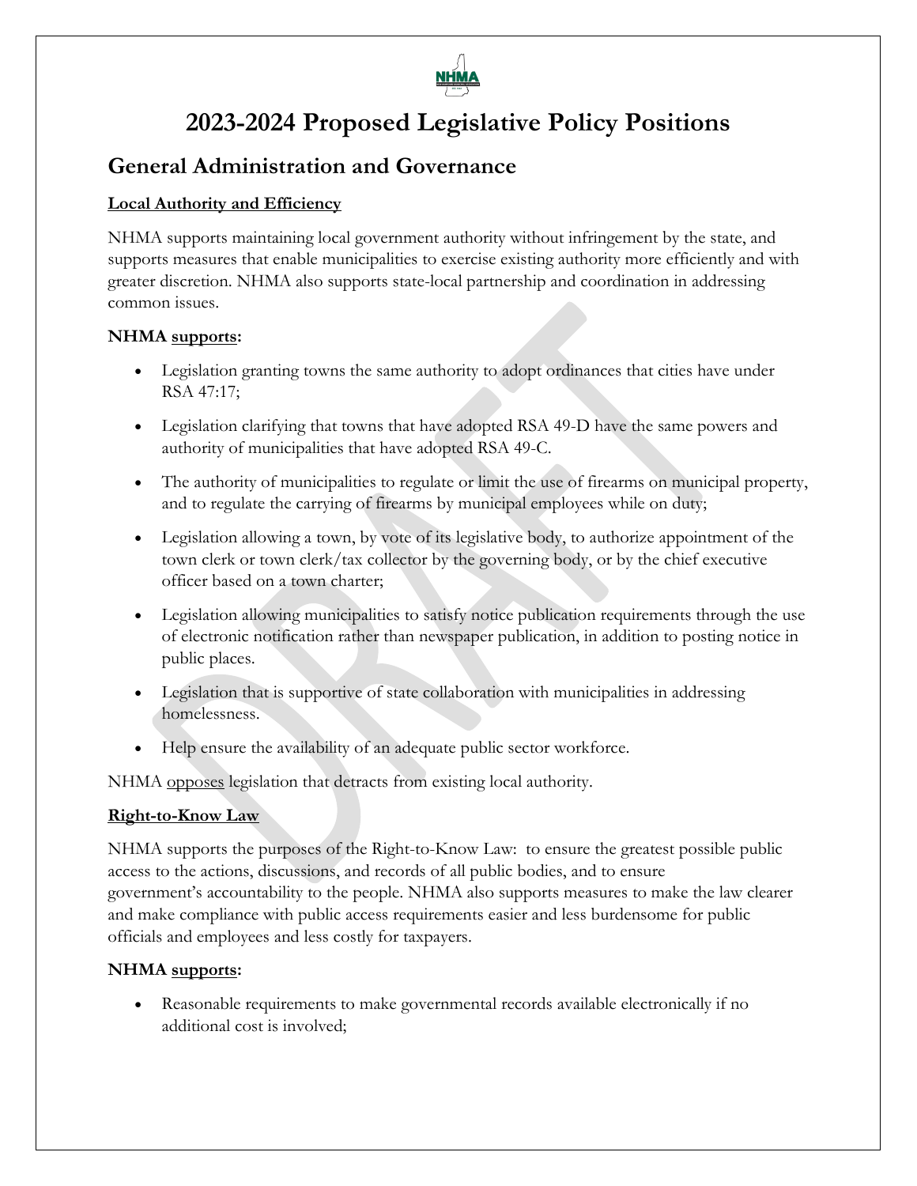# 2023-2024 Proposed Legislative Policy Positions

## General Administration and Governance

**Local Authority and Efficiency**

NHMA supports maintaining local government authority without infringement by the state, and supports measures that enable municipalities to exercise existing authority more efficiently and with greater discretion. NHMA also supports state-local partnership and coordination in addressing common issues.

**NHMA supports:**

- Legislation granting towns the same authority to adopt ordinances that cities have under RSA 47:17;
- Legislation clarifying that towns that have adopted RSA 49-D have the same powers and authority of municipalities that have adopted RSA 49-C.
- The authority of municipalities to regulate or limit the use of firearms on municipal property, and to regulate the carrying of firearms by municipal employees while on duty;
- Legislation allowing a town, by vote of its legislative body, to authorize appointment of the town clerk or town clerk/tax collector by the governing body, or by the chief executive officer based on a town charter;
- Legislation allowing municipalities to satisfy notice publication requirements through the use of electronic notification rather than newspaper publication, in addition to posting notice in public places.
- Legislation that is supportive of state collaboration with municipalities in addressing homelessness.
- Help ensure the availability of an adequate public sector workforce.

NHMA opposes legislation that detracts from existing local authority.

**Right-to-Know Law**

NHMA supports the purposes of the Right-to-Know Law: to ensure the greatest possible public access to the actions, discussions, and records of all public bodies, and to ensure government's accountability to the people. NHMA also supports measures to make the law clearer and make compliance with public access requirements easier and less burdensome for public officials and employees and less costly for taxpayers.

**NHMA supports:**

- Reasonable requirements to make governmental records available electronically if no additional cost is involved;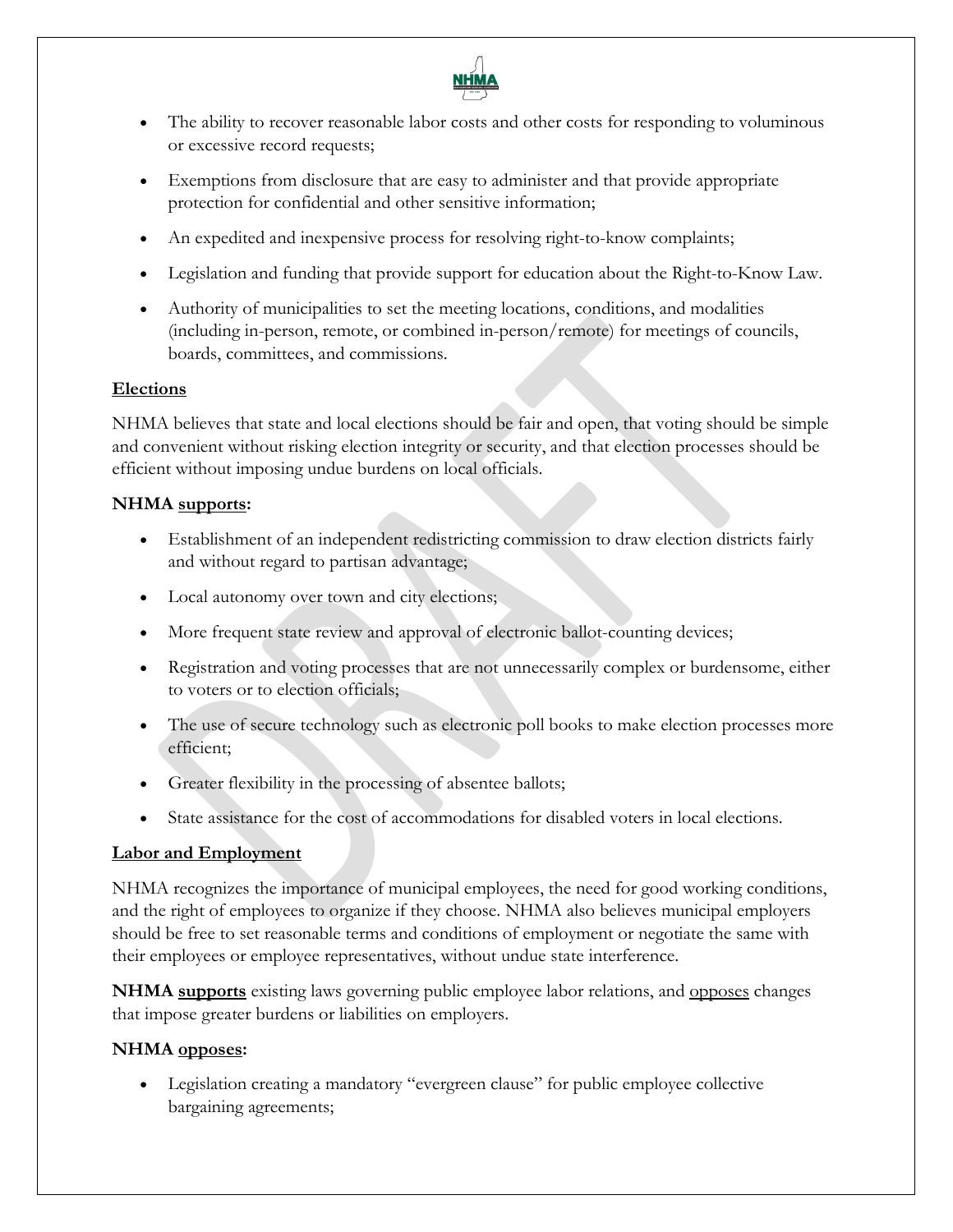- The ability to recover reasonable labor costs and other costs for responding to voluminous or excessive record requests;
- Exemptions from disclosure that are easy to administer and that provide appropriate protection for confidential and other sensitive information;
- An expedited and inexpensive process for resolving right-to-know complaints;
- Legislation and funding that provide support for education about the Right-to-Know Law.
- Authority of municipalities to set the meeting locations, conditions, and modalities (including in-person, remote, or combined in-person/remote) for meetings of councils, boards, committees, and commissions.

## Elections

NHMA believes that state and local elections should be fair and open, that voting should be simple and convenient without risking election integrity or security, and that election processes should be efficient without imposing undue burdens on local officials.

**NHMA supports:**

- Establishment of an independent redistricting commission to draw election districts fairly and without regard to partisan advantage;
- Local autonomy over town and city elections;
- More frequent state review and approval of electronic ballot-counting devices;
- Registration and voting processes that are not unnecessarily complex or burdensome, either to voters or to election officials;
- The use of secure technology such as electronic poll books to make election processes more efficient;
- Greater flexibility in the processing of absentee ballots;
- State assistance for the cost of accommodations for disabled voters in local elections.

## Labor and Employment

NHMA recognizes the importance of municipal employees, the need for good working conditions, and the right of employees to organize if they choose. NHMA also believes municipal employers should be free to set reasonable terms and conditions of employment or negotiate the same with their employees or employee representatives, without undue state interference.

**NHMA supports** existing laws governing public employee labor relations, and opposes changes that impose greater burdens or liabilities on employers.

**NHMA opposes:**

- Legislation creating a mandatory "evergreen clause" for public employee collective bargaining agreements;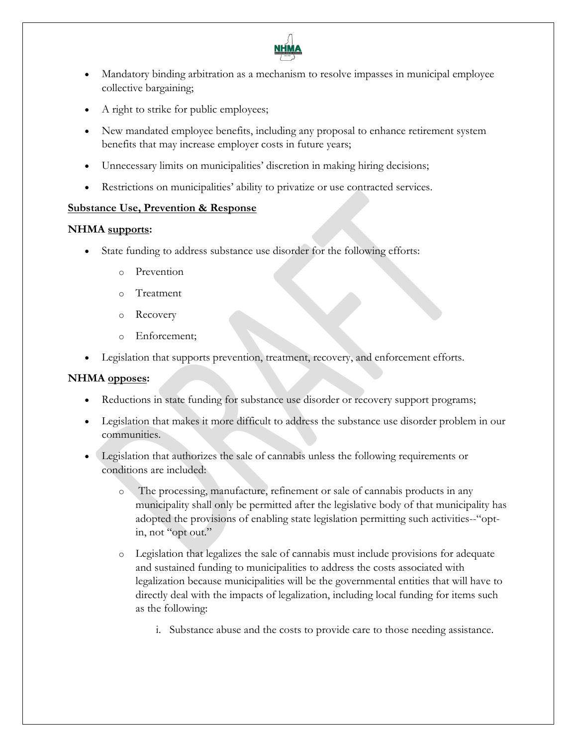- Mandatory binding arbitration as a mechanism to resolve impasses in municipal employee collective bargaining;
- A right to strike for public employees;
- New mandated employee benefits, including any proposal to enhance retirement system benefits that may increase employer costs in future years;
- Unnecessary limits on municipalities' discretion in making hiring decisions;
- Restrictions on municipalities' ability to privatize or use contracted services.

**Substance Use, Prevention & Response**

**NHMA supports:**

- State funding to address substance use disorder for the following efforts:
  - Prevention
  - Treatment
  - Recovery
  - Enforcement;
- Legislation that supports prevention, treatment, recovery, and enforcement efforts.

**NHMA opposes:**

- Reductions in state funding for substance use disorder or recovery support programs;
- Legislation that makes it more difficult to address the substance use disorder problem in our communities.
- Legislation that authorizes the sale of cannabis unless the following requirements or conditions are included:
  - The processing, manufacture, refinement or sale of cannabis products in any municipality shall only be permitted after the legislative body of that municipality has adopted the provisions of enabling state legislation permitting such activities--"opt-in, not "opt out."
  - Legislation that legalizes the sale of cannabis must include provisions for adequate and sustained funding to municipalities to address the costs associated with legalization because municipalities will be the governmental entities that will have to directly deal with the impacts of legalization, including local funding for items such as the following:
    1. Substance abuse and the costs to provide care to those needing assistance.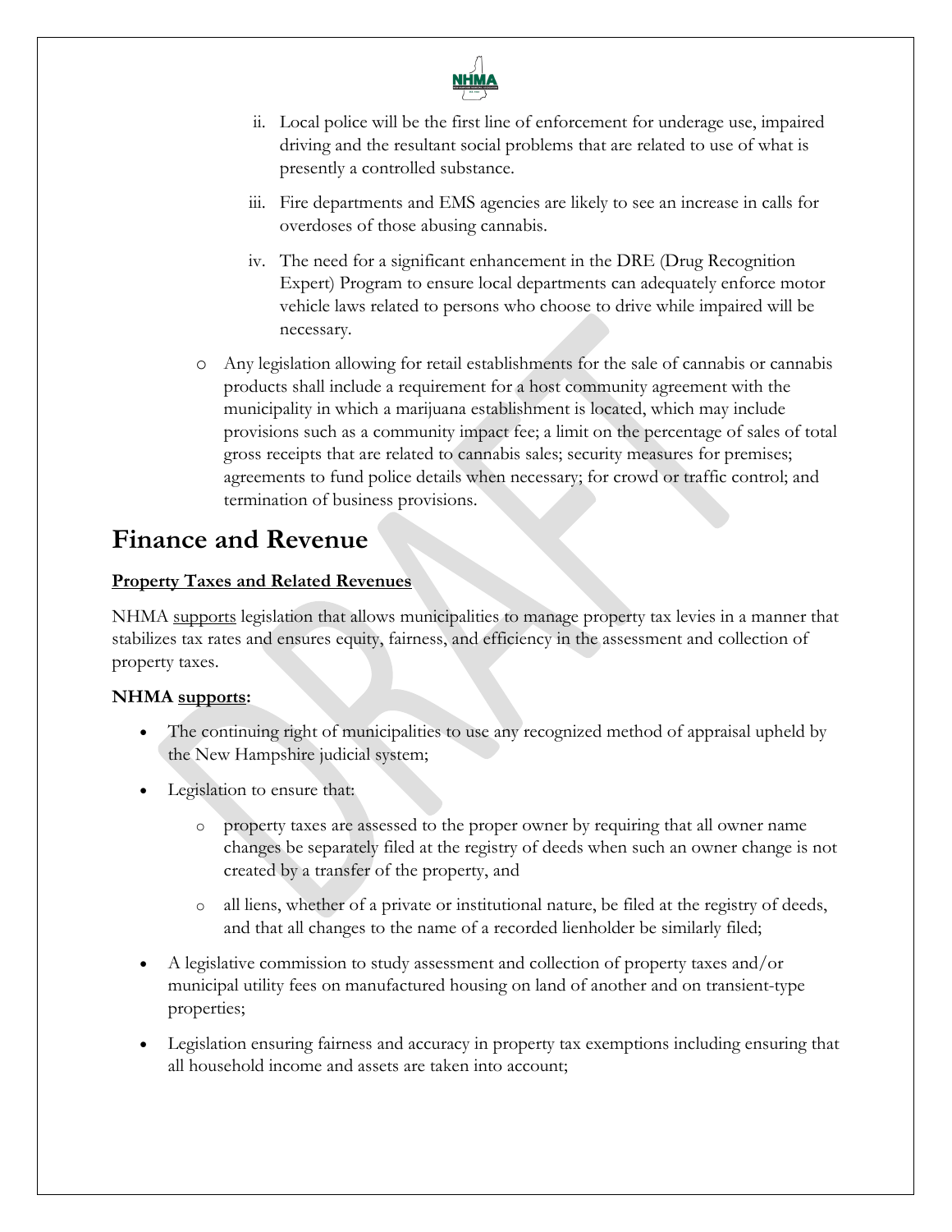- ii. Local police will be the first line of enforcement for underage use, impaired driving and the resultant social problems that are related to use of what is presently a controlled substance.
   - iii. Fire departments and EMS agencies are likely to see an increase in calls for overdoses of those abusing cannabis.
   - iv. The need for a significant enhancement in the DRE (Drug Recognition Expert) Program to ensure local departments can adequately enforce motor vehicle laws related to persons who choose to drive while impaired will be necessary.

- Any legislation allowing for retail establishments for the sale of cannabis or cannabis products shall include a requirement for a host community agreement with the municipality in which a marijuana establishment is located, which may include provisions such as a community impact fee; a limit on the percentage of sales of total gross receipts that are related to cannabis sales; security measures for premises; agreements to fund police details when necessary; for crowd or traffic control; and termination of business provisions.

# Finance and Revenue

**Property Taxes and Related Revenues**

NHMA supports legislation that allows municipalities to manage property tax levies in a manner that stabilizes tax rates and ensures equity, fairness, and efficiency in the assessment and collection of property taxes.

**NHMA supports:**

- The continuing right of municipalities to use any recognized method of appraisal upheld by the New Hampshire judicial system;
- Legislation to ensure that:
  - property taxes are assessed to the proper owner by requiring that all owner name changes be separately filed at the registry of deeds when such an owner change is not created by a transfer of the property, and
  - all liens, whether of a private or institutional nature, be filed at the registry of deeds, and that all changes to the name of a recorded lienholder be similarly filed;
- A legislative commission to study assessment and collection of property taxes and/or municipal utility fees on manufactured housing on land of another and on transient-type properties;
- Legislation ensuring fairness and accuracy in property tax exemptions including ensuring that all household income and assets are taken into account;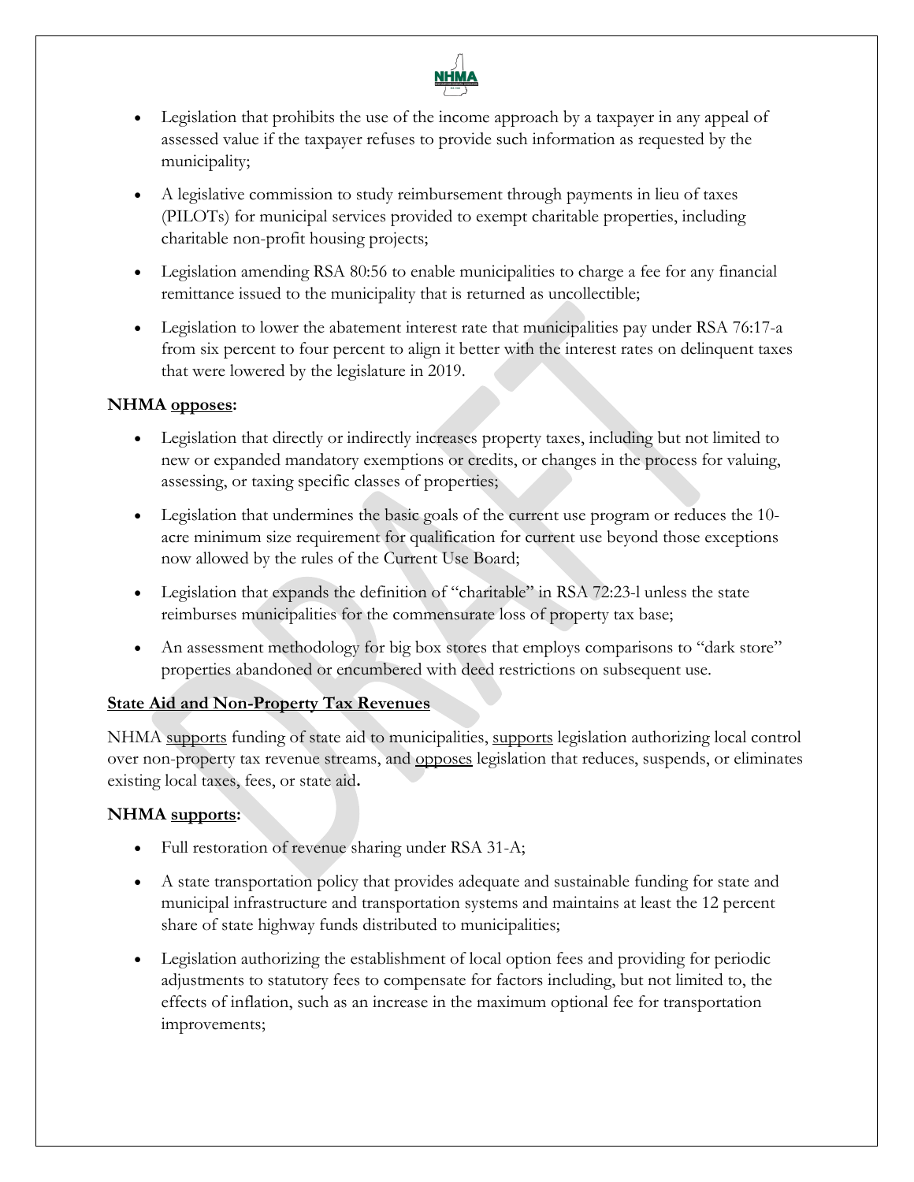- Legislation that prohibits the use of the income approach by a taxpayer in any appeal of assessed value if the taxpayer refuses to provide such information as requested by the municipality;
- A legislative commission to study reimbursement through payments in lieu of taxes (PILOTs) for municipal services provided to exempt charitable properties, including charitable non-profit housing projects;
- Legislation amending RSA 80:56 to enable municipalities to charge a fee for any financial remittance issued to the municipality that is returned as uncollectible;
- Legislation to lower the abatement interest rate that municipalities pay under RSA 76:17-a from six percent to four percent to align it better with the interest rates on delinquent taxes that were lowered by the legislature in 2019.

**NHMA opposes:**

- Legislation that directly or indirectly increases property taxes, including but not limited to new or expanded mandatory exemptions or credits, or changes in the process for valuing, assessing, or taxing specific classes of properties;
- Legislation that undermines the basic goals of the current use program or reduces the 10-acre minimum size requirement for qualification for current use beyond those exceptions now allowed by the rules of the Current Use Board;
- Legislation that expands the definition of "charitable" in RSA 72:23-l unless the state reimburses municipalities for the commensurate loss of property tax base;
- An assessment methodology for big box stores that employs comparisons to "dark store" properties abandoned or encumbered with deed restrictions on subsequent use.

**State Aid and Non-Property Tax Revenues**

NHMA supports funding of state aid to municipalities, supports legislation authorizing local control over non-property tax revenue streams, and opposes legislation that reduces, suspends, or eliminates existing local taxes, fees, or state aid.

**NHMA supports:**

- Full restoration of revenue sharing under RSA 31-A;
- A state transportation policy that provides adequate and sustainable funding for state and municipal infrastructure and transportation systems and maintains at least the 12 percent share of state highway funds distributed to municipalities;
- Legislation authorizing the establishment of local option fees and providing for periodic adjustments to statutory fees to compensate for factors including, but not limited to, the effects of inflation, such as an increase in the maximum optional fee for transportation improvements;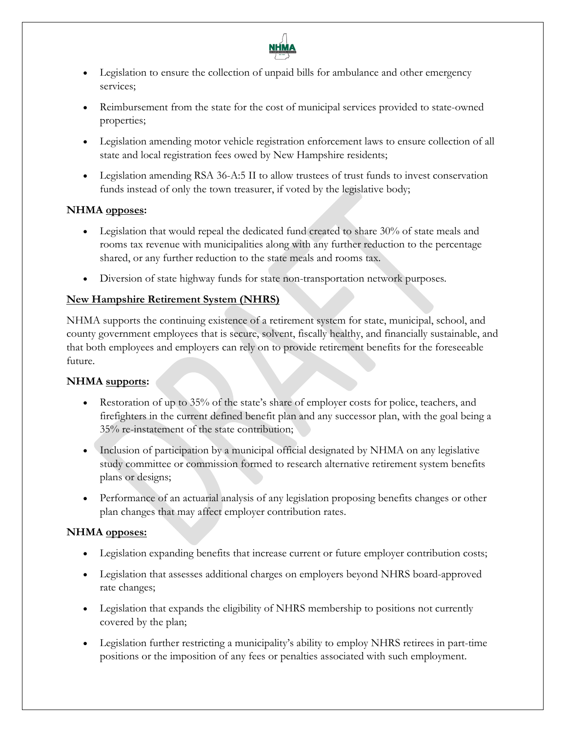- Legislation to ensure the collection of unpaid bills for ambulance and other emergency services;
- Reimbursement from the state for the cost of municipal services provided to state-owned properties;
- Legislation amending motor vehicle registration enforcement laws to ensure collection of all state and local registration fees owed by New Hampshire residents;
- Legislation amending RSA 36-A:5 II to allow trustees of trust funds to invest conservation funds instead of only the town treasurer, if voted by the legislative body;

**NHMA opposes:**

- Legislation that would repeal the dedicated fund created to share 30% of state meals and rooms tax revenue with municipalities along with any further reduction to the percentage shared, or any further reduction to the state meals and rooms tax.
- Diversion of state highway funds for state non-transportation network purposes.

**New Hampshire Retirement System (NHRS)**

NHMA supports the continuing existence of a retirement system for state, municipal, school, and county government employees that is secure, solvent, fiscally healthy, and financially sustainable, and that both employees and employers can rely on to provide retirement benefits for the foreseeable future.

**NHMA supports:**

- Restoration of up to 35% of the state's share of employer costs for police, teachers, and firefighters in the current defined benefit plan and any successor plan, with the goal being a 35% re-instatement of the state contribution;
- Inclusion of participation by a municipal official designated by NHMA on any legislative study committee or commission formed to research alternative retirement system benefits plans or designs;
- Performance of an actuarial analysis of any legislation proposing benefits changes or other plan changes that may affect employer contribution rates.

**NHMA opposes:**

- Legislation expanding benefits that increase current or future employer contribution costs;
- Legislation that assesses additional charges on employers beyond NHRS board-approved rate changes;
- Legislation that expands the eligibility of NHRS membership to positions not currently covered by the plan;
- Legislation further restricting a municipality's ability to employ NHRS retirees in part-time positions or the imposition of any fees or penalties associated with such employment.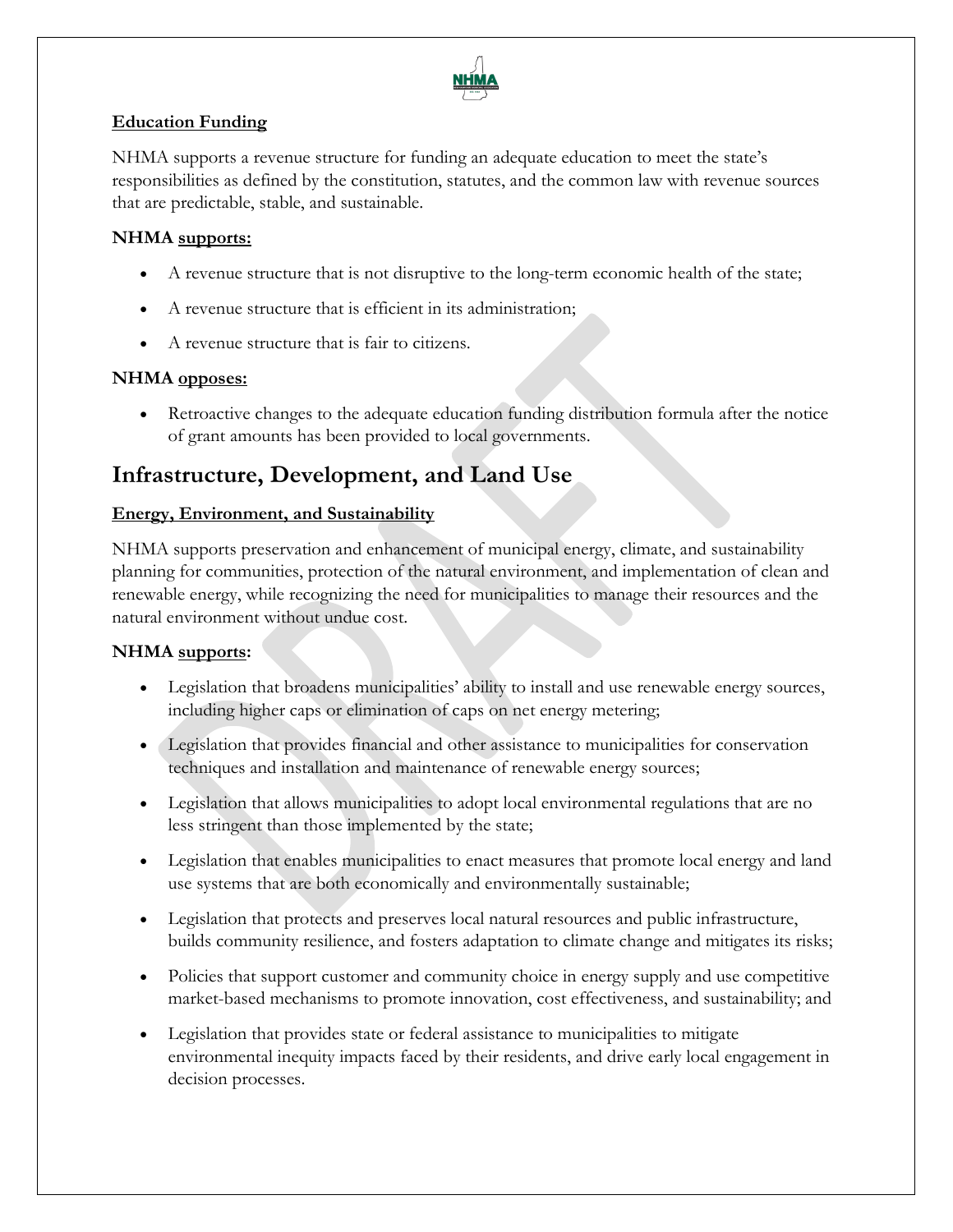### Education Funding

NHMA supports a revenue structure for funding an adequate education to meet the state's responsibilities as defined by the constitution, statutes, and the common law with revenue sources that are predictable, stable, and sustainable.

**NHMA supports:**

- A revenue structure that is not disruptive to the long-term economic health of the state;
- A revenue structure that is efficient in its administration;
- A revenue structure that is fair to citizens.

**NHMA opposes:**

- Retroactive changes to the adequate education funding distribution formula after the notice of grant amounts has been provided to local governments.

## Infrastructure, Development, and Land Use

### Energy, Environment, and Sustainability

NHMA supports preservation and enhancement of municipal energy, climate, and sustainability planning for communities, protection of the natural environment, and implementation of clean and renewable energy, while recognizing the need for municipalities to manage their resources and the natural environment without undue cost.

**NHMA supports:**

- Legislation that broadens municipalities' ability to install and use renewable energy sources, including higher caps or elimination of caps on net energy metering;
- Legislation that provides financial and other assistance to municipalities for conservation techniques and installation and maintenance of renewable energy sources;
- Legislation that allows municipalities to adopt local environmental regulations that are no less stringent than those implemented by the state;
- Legislation that enables municipalities to enact measures that promote local energy and land use systems that are both economically and environmentally sustainable;
- Legislation that protects and preserves local natural resources and public infrastructure, builds community resilience, and fosters adaptation to climate change and mitigates its risks;
- Policies that support customer and community choice in energy supply and use competitive market-based mechanisms to promote innovation, cost effectiveness, and sustainability; and
- Legislation that provides state or federal assistance to municipalities to mitigate environmental inequity impacts faced by their residents, and drive early local engagement in decision processes.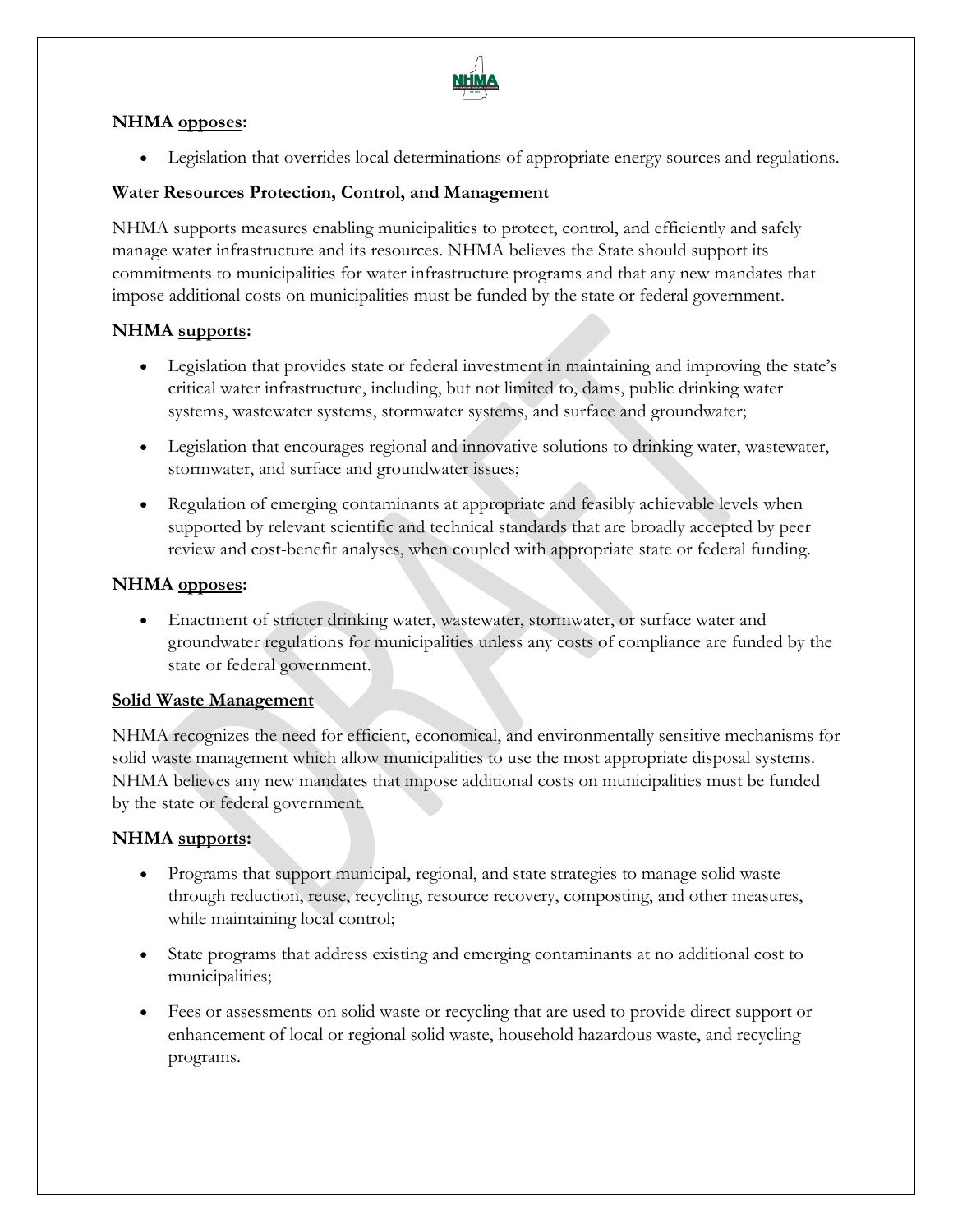**NHMA opposes:**

- Legislation that overrides local determinations of appropriate energy sources and regulations.

**Water Resources Protection, Control, and Management**

NHMA supports measures enabling municipalities to protect, control, and efficiently and safely manage water infrastructure and its resources. NHMA believes the State should support its commitments to municipalities for water infrastructure programs and that any new mandates that impose additional costs on municipalities must be funded by the state or federal government.

**NHMA supports:**

- Legislation that provides state or federal investment in maintaining and improving the state's critical water infrastructure, including, but not limited to, dams, public drinking water systems, wastewater systems, stormwater systems, and surface and groundwater;
- Legislation that encourages regional and innovative solutions to drinking water, wastewater, stormwater, and surface and groundwater issues;
- Regulation of emerging contaminants at appropriate and feasibly achievable levels when supported by relevant scientific and technical standards that are broadly accepted by peer review and cost-benefit analyses, when coupled with appropriate state or federal funding.

**NHMA opposes:**

- Enactment of stricter drinking water, wastewater, stormwater, or surface water and groundwater regulations for municipalities unless any costs of compliance are funded by the state or federal government.

**Solid Waste Management**

NHMA recognizes the need for efficient, economical, and environmentally sensitive mechanisms for solid waste management which allow municipalities to use the most appropriate disposal systems. NHMA believes any new mandates that impose additional costs on municipalities must be funded by the state or federal government.

**NHMA supports:**

- Programs that support municipal, regional, and state strategies to manage solid waste through reduction, reuse, recycling, resource recovery, composting, and other measures, while maintaining local control;
- State programs that address existing and emerging contaminants at no additional cost to municipalities;
- Fees or assessments on solid waste or recycling that are used to provide direct support or enhancement of local or regional solid waste, household hazardous waste, and recycling programs.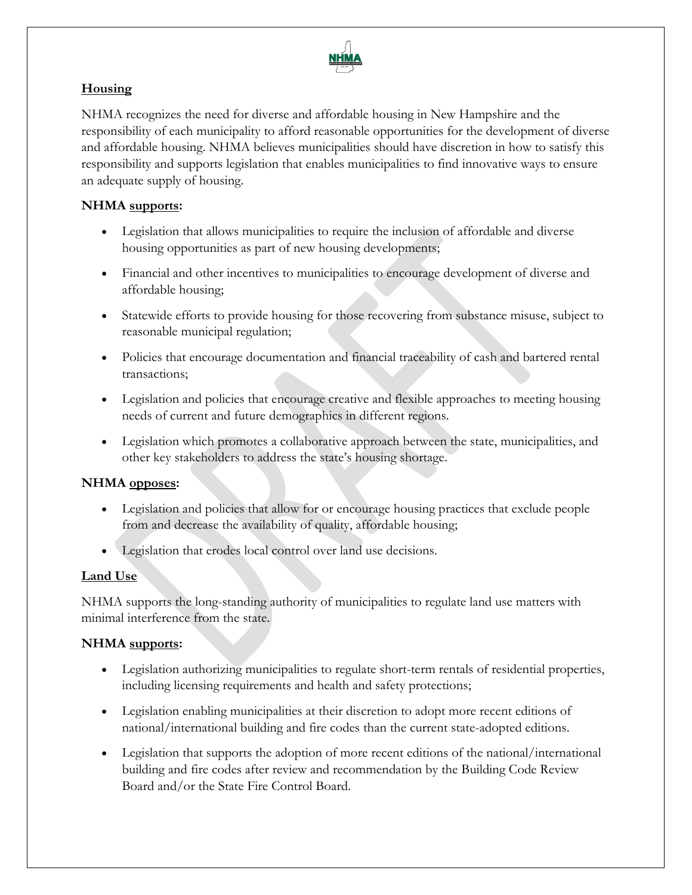## Housing

NHMA recognizes the need for diverse and affordable housing in New Hampshire and the responsibility of each municipality to afford reasonable opportunities for the development of diverse and affordable housing. NHMA believes municipalities should have discretion in how to satisfy this responsibility and supports legislation that enables municipalities to find innovative ways to ensure an adequate supply of housing.

**NHMA supports:**

- Legislation that allows municipalities to require the inclusion of affordable and diverse housing opportunities as part of new housing developments;
- Financial and other incentives to municipalities to encourage development of diverse and affordable housing;
- Statewide efforts to provide housing for those recovering from substance misuse, subject to reasonable municipal regulation;
- Policies that encourage documentation and financial traceability of cash and bartered rental transactions;
- Legislation and policies that encourage creative and flexible approaches to meeting housing needs of current and future demographics in different regions.
- Legislation which promotes a collaborative approach between the state, municipalities, and other key stakeholders to address the state's housing shortage.

**NHMA opposes:**

- Legislation and policies that allow for or encourage housing practices that exclude people from and decrease the availability of quality, affordable housing;
- Legislation that erodes local control over land use decisions.

## Land Use

NHMA supports the long-standing authority of municipalities to regulate land use matters with minimal interference from the state.

**NHMA supports:**

- Legislation authorizing municipalities to regulate short-term rentals of residential properties, including licensing requirements and health and safety protections;
- Legislation enabling municipalities at their discretion to adopt more recent editions of national/international building and fire codes than the current state-adopted editions.
- Legislation that supports the adoption of more recent editions of the national/international building and fire codes after review and recommendation by the Building Code Review Board and/or the State Fire Control Board.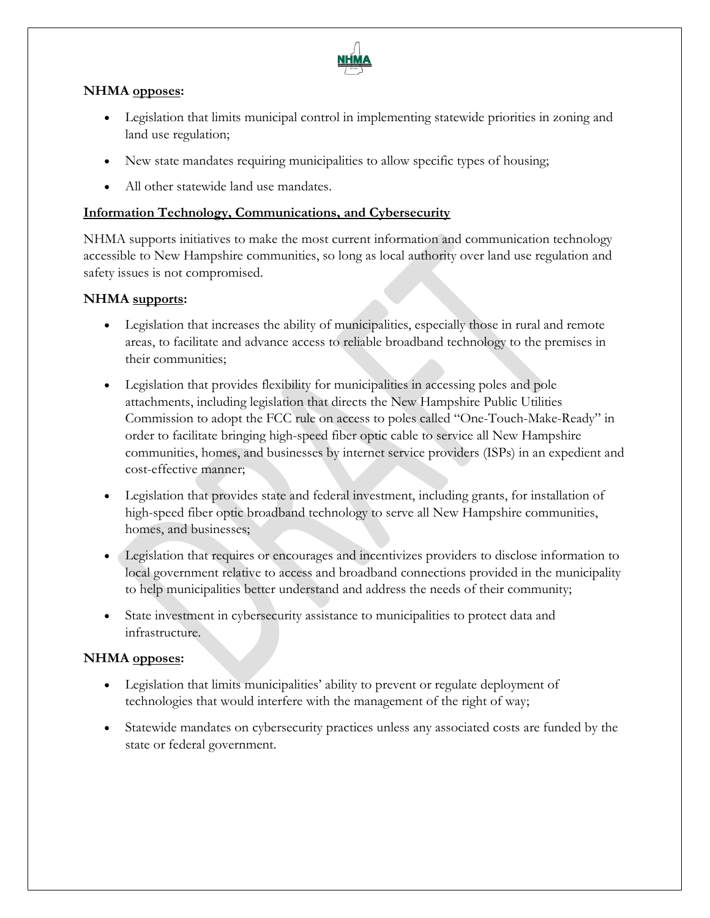**NHMA <u>opposes</u>:**

- Legislation that limits municipal control in implementing statewide priorities in zoning and land use regulation;
- New state mandates requiring municipalities to allow specific types of housing;
- All other statewide land use mandates.

**<u>Information Technology, Communications, and Cybersecurity</u>**

NHMA supports initiatives to make the most current information and communication technology accessible to New Hampshire communities, so long as local authority over land use regulation and safety issues is not compromised.

**NHMA <u>supports</u>:**

- Legislation that increases the ability of municipalities, especially those in rural and remote areas, to facilitate and advance access to reliable broadband technology to the premises in their communities;
- Legislation that provides flexibility for municipalities in accessing poles and pole attachments, including legislation that directs the New Hampshire Public Utilities Commission to adopt the FCC rule on access to poles called "One-Touch-Make-Ready" in order to facilitate bringing high-speed fiber optic cable to service all New Hampshire communities, homes, and businesses by internet service providers (ISPs) in an expedient and cost-effective manner;
- Legislation that provides state and federal investment, including grants, for installation of high-speed fiber optic broadband technology to serve all New Hampshire communities, homes, and businesses;
- Legislation that requires or encourages and incentivizes providers to disclose information to local government relative to access and broadband connections provided in the municipality to help municipalities better understand and address the needs of their community;
- State investment in cybersecurity assistance to municipalities to protect data and infrastructure.

**NHMA <u>opposes</u>:**

- Legislation that limits municipalities' ability to prevent or regulate deployment of technologies that would interfere with the management of the right of way;
- Statewide mandates on cybersecurity practices unless any associated costs are funded by the state or federal government.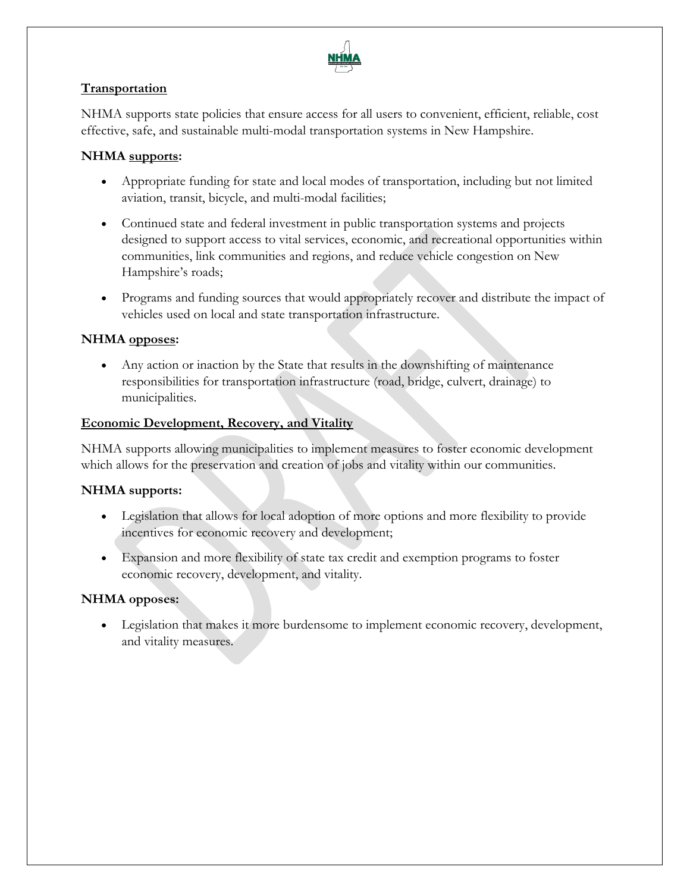**Transportation**

NHMA supports state policies that ensure access for all users to convenient, efficient, reliable, cost effective, safe, and sustainable multi-modal transportation systems in New Hampshire.

**NHMA supports:**

- Appropriate funding for state and local modes of transportation, including but not limited aviation, transit, bicycle, and multi-modal facilities;
- Continued state and federal investment in public transportation systems and projects designed to support access to vital services, economic, and recreational opportunities within communities, link communities and regions, and reduce vehicle congestion on New Hampshire's roads;
- Programs and funding sources that would appropriately recover and distribute the impact of vehicles used on local and state transportation infrastructure.

**NHMA opposes:**

- Any action or inaction by the State that results in the downshifting of maintenance responsibilities for transportation infrastructure (road, bridge, culvert, drainage) to municipalities.

**Economic Development, Recovery, and Vitality**

NHMA supports allowing municipalities to implement measures to foster economic development which allows for the preservation and creation of jobs and vitality within our communities.

**NHMA supports:**

- Legislation that allows for local adoption of more options and more flexibility to provide incentives for economic recovery and development;
- Expansion and more flexibility of state tax credit and exemption programs to foster economic recovery, development, and vitality.

**NHMA opposes:**

- Legislation that makes it more burdensome to implement economic recovery, development, and vitality measures.